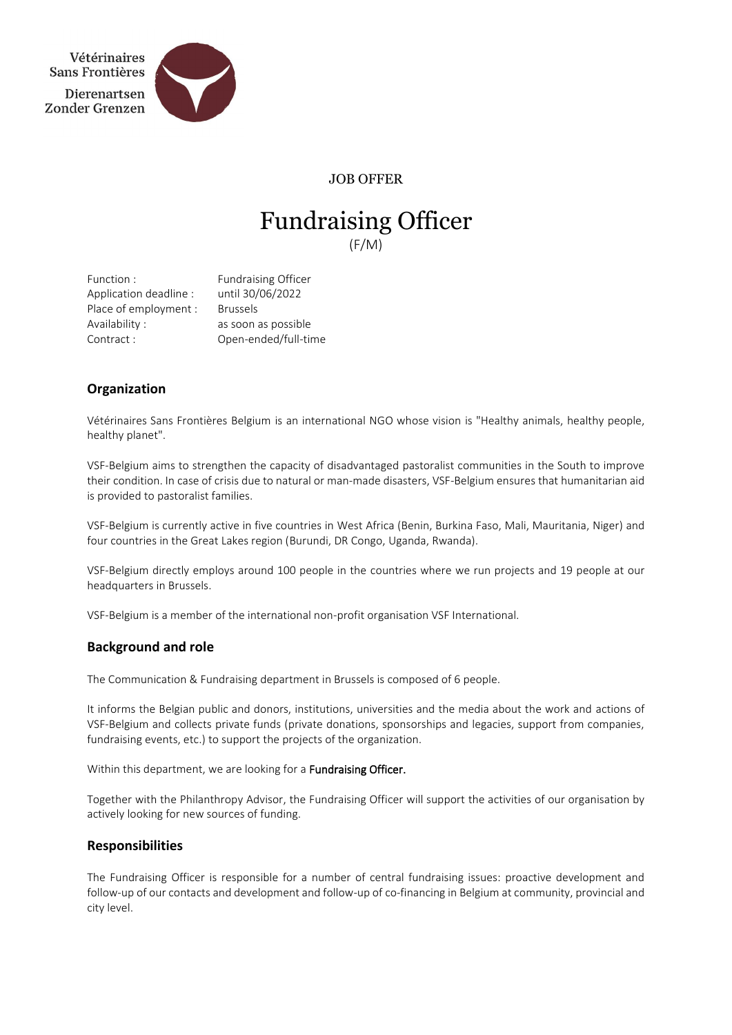Vétérinaires
Sans Frontières
Dierenartsen
Zonder Grenzen

JOB OFFER

# Fundraising Officer

(F/M)

| | |
|---|---|
| Function : | Fundraising Officer |
| Application deadline : | until 30/06/2022 |
| Place of employment : | Brussels |
| Availability : | as soon as possible |
| Contract : | Open-ended/full-time |

## Organization

Vétérinaires Sans Frontières Belgium is an international NGO whose vision is "Healthy animals, healthy people, healthy planet".

VSF-Belgium aims to strengthen the capacity of disadvantaged pastoralist communities in the South to improve their condition. In case of crisis due to natural or man-made disasters, VSF-Belgium ensures that humanitarian aid is provided to pastoralist families.

VSF-Belgium is currently active in five countries in West Africa (Benin, Burkina Faso, Mali, Mauritania, Niger) and four countries in the Great Lakes region (Burundi, DR Congo, Uganda, Rwanda).

VSF-Belgium directly employs around 100 people in the countries where we run projects and 19 people at our headquarters in Brussels.

VSF-Belgium is a member of the international non-profit organisation VSF International.

## Background and role

The Communication & Fundraising department in Brussels is composed of 6 people.

It informs the Belgian public and donors, institutions, universities and the media about the work and actions of VSF-Belgium and collects private funds (private donations, sponsorships and legacies, support from companies, fundraising events, etc.) to support the projects of the organization.

Within this department, we are looking for a **Fundraising Officer.**

Together with the Philanthropy Advisor, the Fundraising Officer will support the activities of our organisation by actively looking for new sources of funding.

## Responsibilities

The Fundraising Officer is responsible for a number of central fundraising issues: proactive development and follow-up of our contacts and development and follow-up of co-financing in Belgium at community, provincial and city level.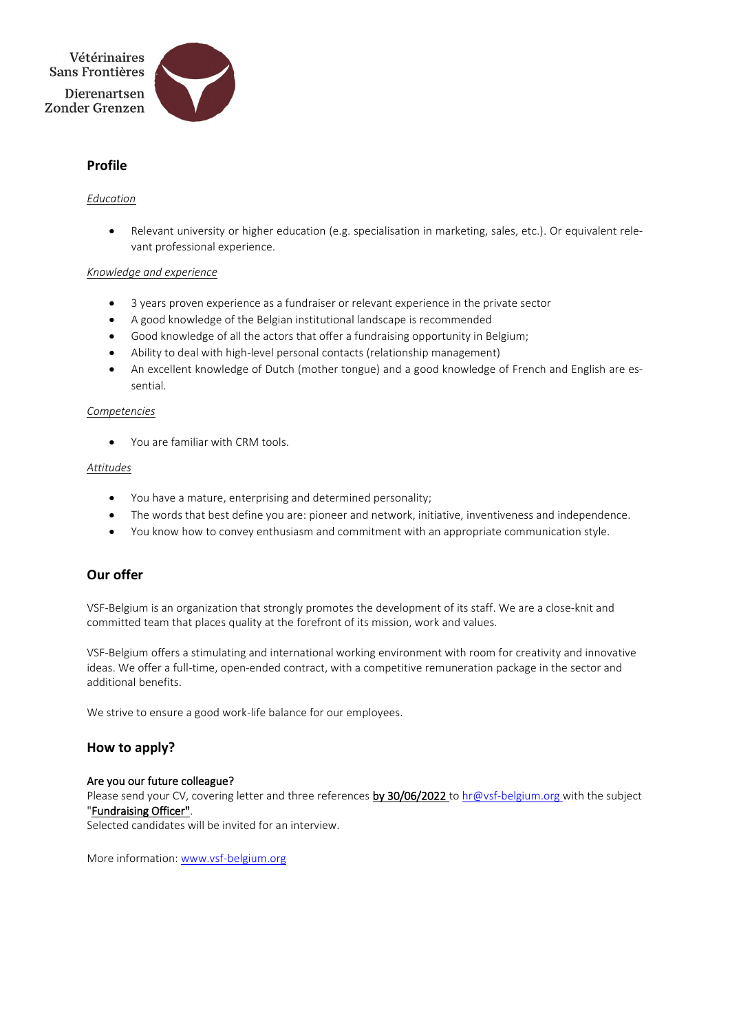Vétérinaires
Sans Frontières

Dierenartsen
Zonder Grenzen

## Profile

*Education*

- Relevant university or higher education (e.g. specialisation in marketing, sales, etc.). Or equivalent relevant professional experience.

*Knowledge and experience*

- 3 years proven experience as a fundraiser or relevant experience in the private sector
- A good knowledge of the Belgian institutional landscape is recommended
- Good knowledge of all the actors that offer a fundraising opportunity in Belgium;
- Ability to deal with high-level personal contacts (relationship management)
- An excellent knowledge of Dutch (mother tongue) and a good knowledge of French and English are essential.

*Competencies*

- You are familiar with CRM tools.

*Attitudes*

- You have a mature, enterprising and determined personality;
- The words that best define you are: pioneer and network, initiative, inventiveness and independence.
- You know how to convey enthusiasm and commitment with an appropriate communication style.

## Our offer

VSF-Belgium is an organization that strongly promotes the development of its staff. We are a close-knit and committed team that places quality at the forefront of its mission, work and values.

VSF-Belgium offers a stimulating and international working environment with room for creativity and innovative ideas. We offer a full-time, open-ended contract, with a competitive remuneration package in the sector and additional benefits.

We strive to ensure a good work-life balance for our employees.

## How to apply?

Are you our future colleague?
Please send your CV, covering letter and three references **by 30/06/2022** to hr@vsf-belgium.org with the subject "Fundraising Officer".
Selected candidates will be invited for an interview.

More information: www.vsf-belgium.org